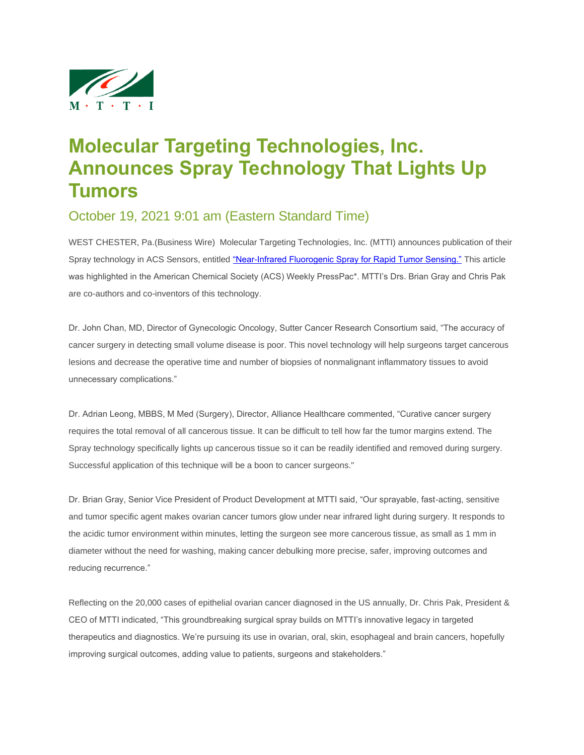M · T · T · I

# Molecular Targeting Technologies, Inc. Announces Spray Technology That Lights Up Tumors

## October 19, 2021 9:01 am (Eastern Standard Time)

WEST CHESTER, Pa.(Business Wire) Molecular Targeting Technologies, Inc. (MTTI) announces publication of their Spray technology in ACS Sensors, entitled "Near-Infrared Fluorogenic Spray for Rapid Tumor Sensing." This article was highlighted in the American Chemical Society (ACS) Weekly PressPac*. MTTI's Drs. Brian Gray and Chris Pak are co-authors and co-inventors of this technology.

Dr. John Chan, MD, Director of Gynecologic Oncology, Sutter Cancer Research Consortium said, "The accuracy of cancer surgery in detecting small volume disease is poor. This novel technology will help surgeons target cancerous lesions and decrease the operative time and number of biopsies of nonmalignant inflammatory tissues to avoid unnecessary complications."

Dr. Adrian Leong, MBBS, M Med (Surgery), Director, Alliance Healthcare commented, "Curative cancer surgery requires the total removal of all cancerous tissue. It can be difficult to tell how far the tumor margins extend. The Spray technology specifically lights up cancerous tissue so it can be readily identified and removed during surgery. Successful application of this technique will be a boon to cancer surgeons."

Dr. Brian Gray, Senior Vice President of Product Development at MTTI said, "Our sprayable, fast-acting, sensitive and tumor specific agent makes ovarian cancer tumors glow under near infrared light during surgery. It responds to the acidic tumor environment within minutes, letting the surgeon see more cancerous tissue, as small as 1 mm in diameter without the need for washing, making cancer debulking more precise, safer, improving outcomes and reducing recurrence."

Reflecting on the 20,000 cases of epithelial ovarian cancer diagnosed in the US annually, Dr. Chris Pak, President & CEO of MTTI indicated, "This groundbreaking surgical spray builds on MTTI's innovative legacy in targeted therapeutics and diagnostics. We're pursuing its use in ovarian, oral, skin, esophageal and brain cancers, hopefully improving surgical outcomes, adding value to patients, surgeons and stakeholders."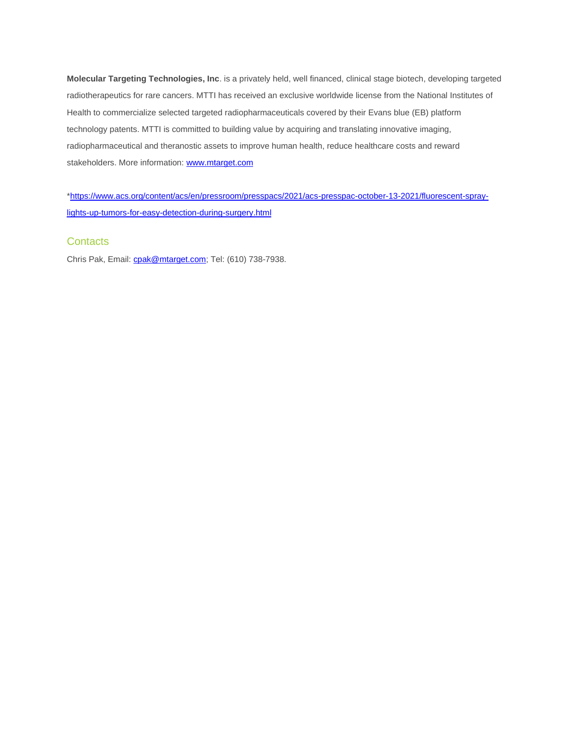**Molecular Targeting Technologies, Inc**. is a privately held, well financed, clinical stage biotech, developing targeted radiotherapeutics for rare cancers. MTTI has received an exclusive worldwide license from the National Institutes of Health to commercialize selected targeted radiopharmaceuticals covered by their Evans blue (EB) platform technology patents. MTTI is committed to building value by acquiring and translating innovative imaging, radiopharmaceutical and theranostic assets to improve human health, reduce healthcare costs and reward stakeholders. More information: www.mtarget.com

*https://www.acs.org/content/acs/en/pressroom/presspacs/2021/acs-presspac-october-13-2021/fluorescent-spray-lights-up-tumors-for-easy-detection-during-surgery.html

## Contacts

Chris Pak, Email: cpak@mtarget.com; Tel: (610) 738-7938.